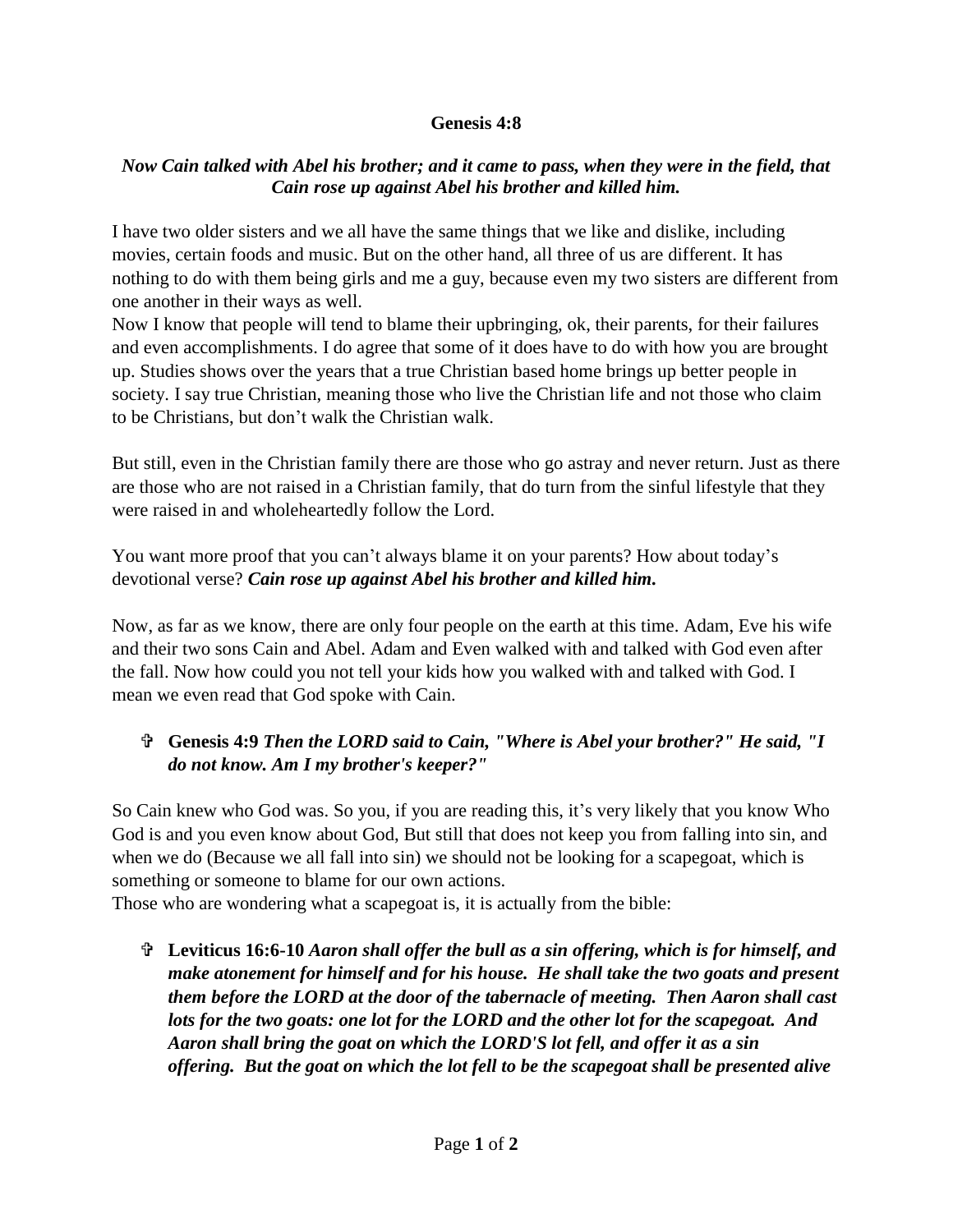**Genesis 4:8**

***Now Cain talked with Abel his brother; and it came to pass, when they were in the field, that Cain rose up against Abel his brother and killed him.***

I have two older sisters and we all have the same things that we like and dislike, including movies, certain foods and music. But on the other hand, all three of us are different. It has nothing to do with them being girls and me a guy, because even my two sisters are different from one another in their ways as well.
Now I know that people will tend to blame their upbringing, ok, their parents, for their failures and even accomplishments. I do agree that some of it does have to do with how you are brought up. Studies shows over the years that a true Christian based home brings up better people in society. I say true Christian, meaning those who live the Christian life and not those who claim to be Christians, but don't walk the Christian walk.

But still, even in the Christian family there are those who go astray and never return. Just as there are those who are not raised in a Christian family, that do turn from the sinful lifestyle that they were raised in and wholeheartedly follow the Lord.

You want more proof that you can't always blame it on your parents? How about today's devotional verse? ***Cain rose up against Abel his brother and killed him.***

Now, as far as we know, there are only four people on the earth at this time. Adam, Eve his wife and their two sons Cain and Abel. Adam and Even walked with and talked with God even after the fall. Now how could you not tell your kids how you walked with and talked with God. I mean we even read that God spoke with Cain.

- **Genesis 4:9** ***Then the LORD said to Cain, "Where is Abel your brother?" He said, "I do not know. Am I my brother's keeper?"***

So Cain knew who God was. So you, if you are reading this, it's very likely that you know Who God is and you even know about God, But still that does not keep you from falling into sin, and when we do (Because we all fall into sin) we should not be looking for a scapegoat, which is something or someone to blame for our own actions.
Those who are wondering what a scapegoat is, it is actually from the bible:

- **Leviticus 16:6-10** ***Aaron shall offer the bull as a sin offering, which is for himself, and make atonement for himself and for his house. He shall take the two goats and present them before the LORD at the door of the tabernacle of meeting. Then Aaron shall cast lots for the two goats: one lot for the LORD and the other lot for the scapegoat. And Aaron shall bring the goat on which the LORD'S lot fell, and offer it as a sin offering. But the goat on which the lot fell to be the scapegoat shall be presented alive***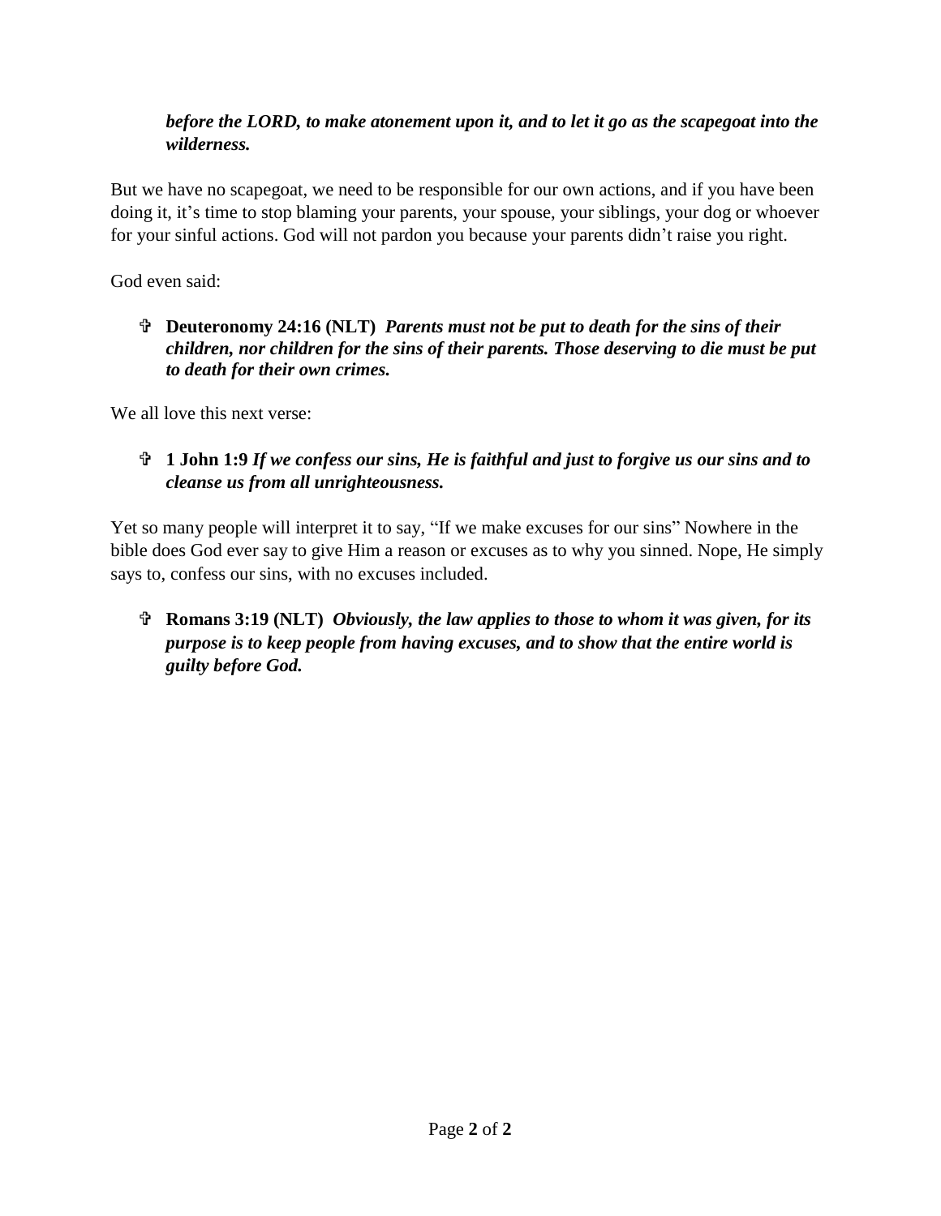> ***before the LORD, to make atonement upon it, and to let it go as the scapegoat into the wilderness.***

But we have no scapegoat, we need to be responsible for our own actions, and if you have been doing it, it's time to stop blaming your parents, your spouse, your siblings, your dog or whoever for your sinful actions. God will not pardon you because your parents didn't raise you right.

God even said:

- ✞ **Deuteronomy 24:16 (NLT)** ***Parents must not be put to death for the sins of their children, nor children for the sins of their parents. Those deserving to die must be put to death for their own crimes.***

We all love this next verse:

- ✞ **1 John 1:9** ***If we confess our sins, He is faithful and just to forgive us our sins and to cleanse us from all unrighteousness.***

Yet so many people will interpret it to say, "If we make excuses for our sins" Nowhere in the bible does God ever say to give Him a reason or excuses as to why you sinned. Nope, He simply says to, confess our sins, with no excuses included.

- ✞ **Romans 3:19 (NLT)** ***Obviously, the law applies to those to whom it was given, for its purpose is to keep people from having excuses, and to show that the entire world is guilty before God.***